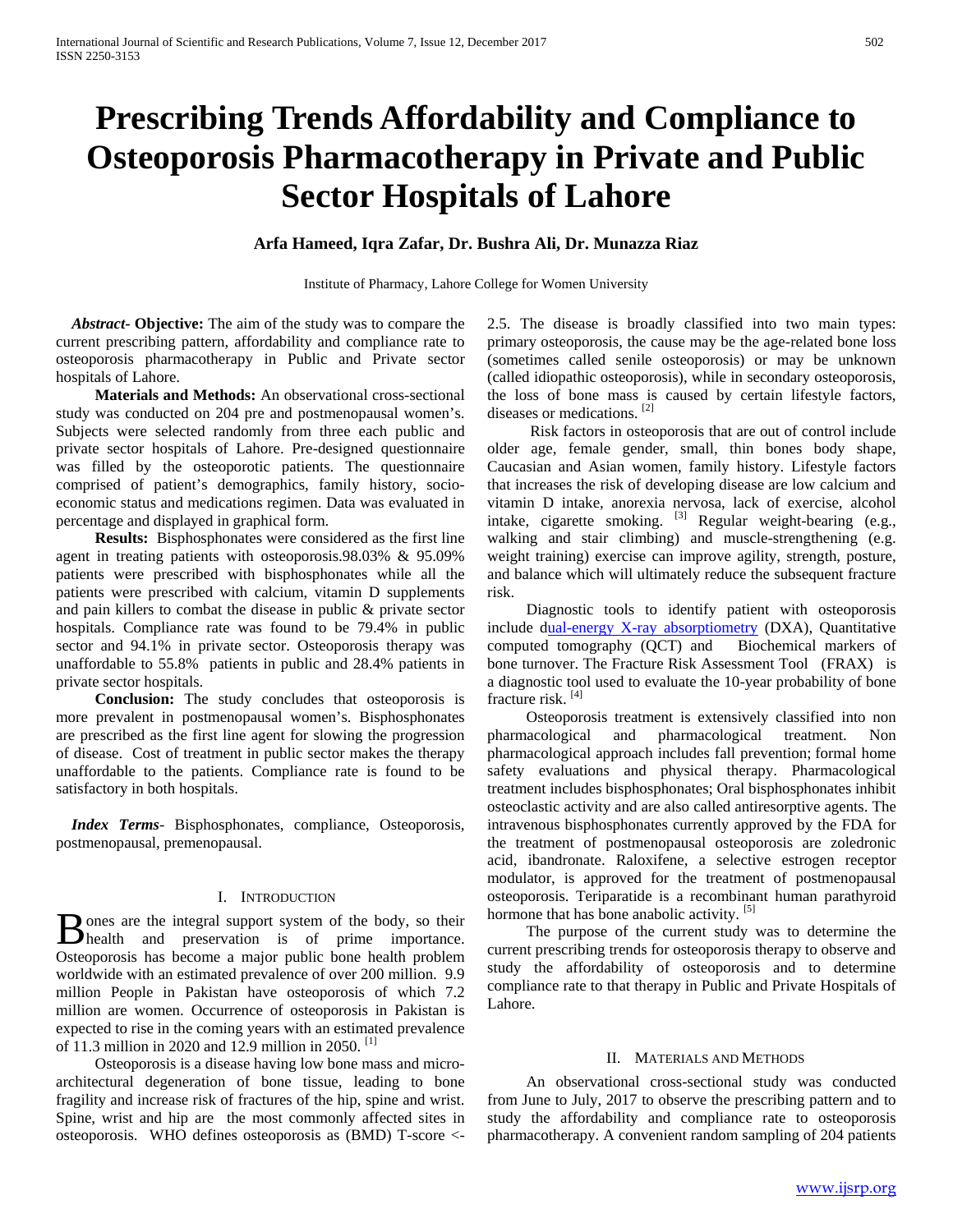# Prescribing Trends Affordability and Compliance to Osteoporosis Pharmacotherapy in Private and Public Sector Hospitals of Lahore

**Arfa Hameed, Iqra Zafar, Dr. Bushra Ali, Dr. Munazza Riaz**

Institute of Pharmacy, Lahore College for Women University

***Abstract*- Objective:** The aim of the study was to compare the current prescribing pattern, affordability and compliance rate to osteoporosis pharmacotherapy in Public and Private sector hospitals of Lahore.

**Materials and Methods:** An observational cross-sectional study was conducted on 204 pre and postmenopausal women's. Subjects were selected randomly from three each public and private sector hospitals of Lahore. Pre-designed questionnaire was filled by the osteoporotic patients. The questionnaire comprised of patient's demographics, family history, socio-economic status and medications regimen. Data was evaluated in percentage and displayed in graphical form.

**Results:** Bisphosphonates were considered as the first line agent in treating patients with osteoporosis.98.03% & 95.09% patients were prescribed with bisphosphonates while all the patients were prescribed with calcium, vitamin D supplements and pain killers to combat the disease in public & private sector hospitals. Compliance rate was found to be 79.4% in public sector and 94.1% in private sector. Osteoporosis therapy was unaffordable to 55.8% patients in public and 28.4% patients in private sector hospitals.

**Conclusion:** The study concludes that osteoporosis is more prevalent in postmenopausal women's. Bisphosphonates are prescribed as the first line agent for slowing the progression of disease. Cost of treatment in public sector makes the therapy unaffordable to the patients. Compliance rate is found to be satisfactory in both hospitals.

***Index Terms*-** Bisphosphonates, compliance, Osteoporosis, postmenopausal, premenopausal.

## I. Introduction

Bones are the integral support system of the body, so their health and preservation is of prime importance. Osteoporosis has become a major public bone health problem worldwide with an estimated prevalence of over 200 million. 9.9 million People in Pakistan have osteoporosis of which 7.2 million are women. Occurrence of osteoporosis in Pakistan is expected to rise in the coming years with an estimated prevalence of 11.3 million in 2020 and 12.9 million in 2050. [1]

Osteoporosis is a disease having low bone mass and micro-architectural degeneration of bone tissue, leading to bone fragility and increase risk of fractures of the hip, spine and wrist. Spine, wrist and hip are the most commonly affected sites in osteoporosis. WHO defines osteoporosis as (BMD) T-score <-2.5. The disease is broadly classified into two main types: primary osteoporosis, the cause may be the age-related bone loss (sometimes called senile osteoporosis) or may be unknown (called idiopathic osteoporosis), while in secondary osteoporosis, the loss of bone mass is caused by certain lifestyle factors, diseases or medications. [2]

Risk factors in osteoporosis that are out of control include older age, female gender, small, thin bones body shape, Caucasian and Asian women, family history. Lifestyle factors that increases the risk of developing disease are low calcium and vitamin D intake, anorexia nervosa, lack of exercise, alcohol intake, cigarette smoking. [3] Regular weight-bearing (e.g., walking and stair climbing) and muscle-strengthening (e.g. weight training) exercise can improve agility, strength, posture, and balance which will ultimately reduce the subsequent fracture risk.

Diagnostic tools to identify patient with osteoporosis include dual-energy X-ray absorptiometry (DXA), Quantitative computed tomography (QCT) and Biochemical markers of bone turnover. The Fracture Risk Assessment Tool (FRAX) is a diagnostic tool used to evaluate the 10-year probability of bone fracture risk. [4]

Osteoporosis treatment is extensively classified into non pharmacological and pharmacological treatment. Non pharmacological approach includes fall prevention; formal home safety evaluations and physical therapy. Pharmacological treatment includes bisphosphonates; Oral bisphosphonates inhibit osteoclastic activity and are also called antiresorptive agents. The intravenous bisphosphonates currently approved by the FDA for the treatment of postmenopausal osteoporosis are zoledronic acid, ibandronate. Raloxifene, a selective estrogen receptor modulator, is approved for the treatment of postmenopausal osteoporosis. Teriparatide is a recombinant human parathyroid hormone that has bone anabolic activity. [5]

The purpose of the current study was to determine the current prescribing trends for osteoporosis therapy to observe and study the affordability of osteoporosis and to determine compliance rate to that therapy in Public and Private Hospitals of Lahore.

## II. Materials and Methods

An observational cross-sectional study was conducted from June to July, 2017 to observe the prescribing pattern and to study the affordability and compliance rate to osteoporosis pharmacotherapy. A convenient random sampling of 204 patients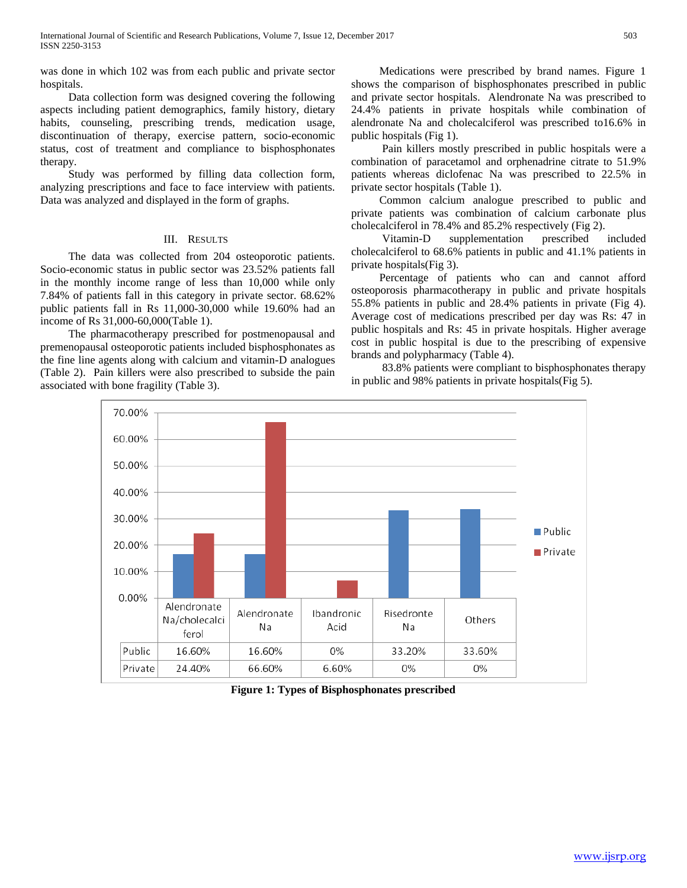was done in which 102 was from each public and private sector hospitals.

Data collection form was designed covering the following aspects including patient demographics, family history, dietary habits, counseling, prescribing trends, medication usage, discontinuation of therapy, exercise pattern, socio-economic status, cost of treatment and compliance to bisphosphonates therapy.

Study was performed by filling data collection form, analyzing prescriptions and face to face interview with patients. Data was analyzed and displayed in the form of graphs.

## III. Results

The data was collected from 204 osteoporotic patients. Socio-economic status in public sector was 23.52% patients fall in the monthly income range of less than 10,000 while only 7.84% of patients fall in this category in private sector. 68.62% public patients fall in Rs 11,000-30,000 while 19.60% had an income of Rs 31,000-60,000(Table 1).

The pharmacotherapy prescribed for postmenopausal and premenopausal osteoporotic patients included bisphosphonates as the fine line agents along with calcium and vitamin-D analogues (Table 2). Pain killers were also prescribed to subside the pain associated with bone fragility (Table 3).

Medications were prescribed by brand names. Figure 1 shows the comparison of bisphosphonates prescribed in public and private sector hospitals. Alendronate Na was prescribed to 24.4% patients in private hospitals while combination of alendronate Na and cholecalciferol was prescribed to16.6% in public hospitals (Fig 1).

Pain killers mostly prescribed in public hospitals were a combination of paracetamol and orphenadrine citrate to 51.9% patients whereas diclofenac Na was prescribed to 22.5% in private sector hospitals (Table 1).

Common calcium analogue prescribed to public and private patients was combination of calcium carbonate plus cholecalciferol in 78.4% and 85.2% respectively (Fig 2).

Vitamin-D supplementation prescribed included cholecalciferol to 68.6% patients in public and 41.1% patients in private hospitals(Fig 3).

Percentage of patients who can and cannot afford osteoporosis pharmacotherapy in public and private hospitals 55.8% patients in public and 28.4% patients in private (Fig 4). Average cost of medications prescribed per day was Rs: 47 in public hospitals and Rs: 45 in private hospitals. Higher average cost in public hospital is due to the prescribing of expensive brands and polypharmacy (Table 4).

83.8% patients were compliant to bisphosphonates therapy in public and 98% patients in private hospitals(Fig 5).

| | Alendronate Na/cholecalciferol | Alendronate Na | Ibandronic Acid | Risedronte Na | Others |
|---|---|---|---|---|---|
| Public | 16.60% | 16.60% | 0% | 33.20% | 33.60% |
| Private | 24.40% | 66.60% | 6.60% | 0% | 0% |

**Figure 1: Types of Bisphosphonates prescribed**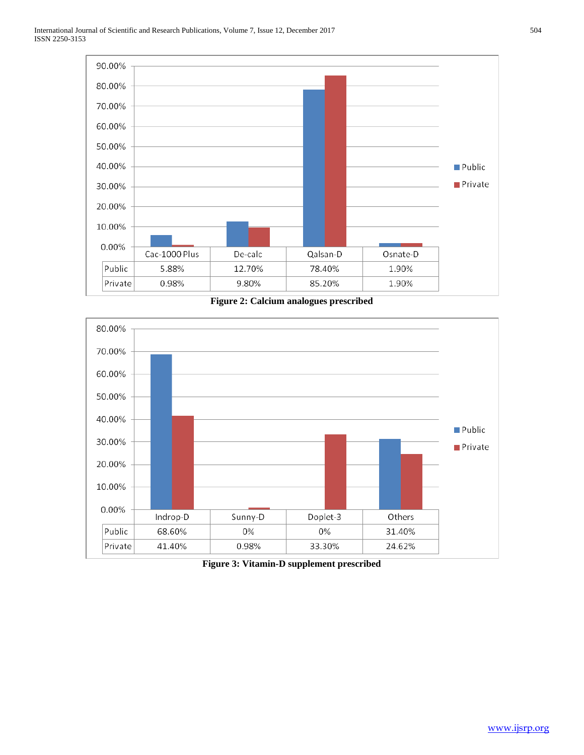| | Cac-1000 Plus | De-calc | Qalsan-D | Osnate-D |
|---|---|---|---|---|
| Public | 5.88% | 12.70% | 78.40% | 1.90% |
| Private | 0.98% | 9.80% | 85.20% | 1.90% |

**Figure 2: Calcium analogues prescribed**

| | Indrop-D | Sunny-D | Doplet-3 | Others |
|---|---|---|---|---|
| Public | 68.60% | 0% | 0% | 31.40% |
| Private | 41.40% | 0.98% | 33.30% | 24.62% |

**Figure 3: Vitamin-D supplement prescribed**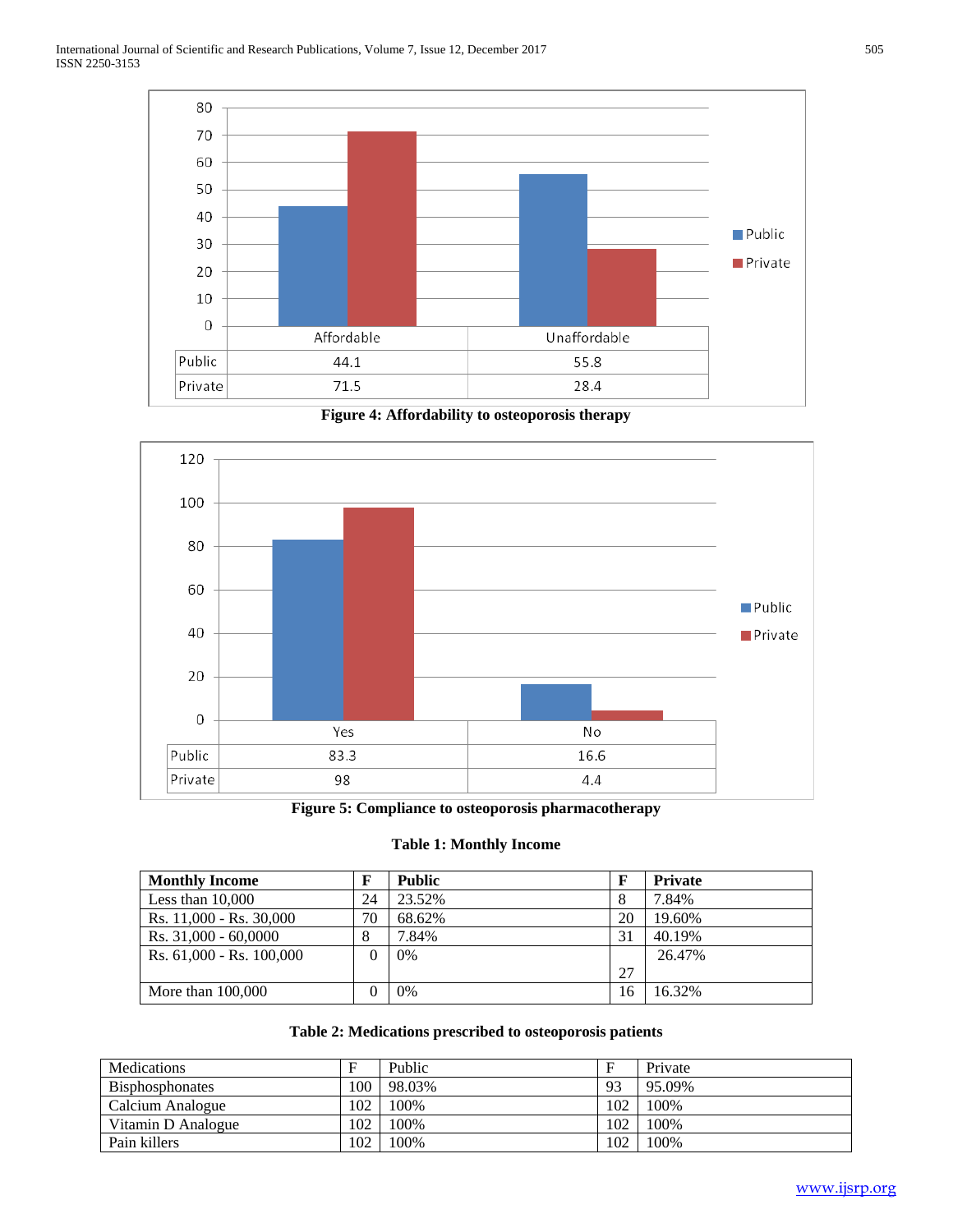| | Affordable | Unaffordable |
|---|---|---|
| Public | 44.1 | 55.8 |
| Private | 71.5 | 28.4 |

**Figure 4: Affordability to osteoporosis therapy**

| | Yes | No |
|---|---|---|
| Public | 83.3 | 16.6 |
| Private | 98 | 4.4 |

**Figure 5: Compliance to osteoporosis pharmacotherapy**

**Table 1: Monthly Income**

| **Monthly Income** | **F** | **Public** | **F** | **Private** |
|---|---|---|---|---|
| Less than 10,000 | 24 | 23.52% | 8 | 7.84% |
| Rs. 11,000 - Rs. 30,000 | 70 | 68.62% | 20 | 19.60% |
| Rs. 31,000 - 60,0000 | 8 | 7.84% | 31 | 40.19% |
| Rs. 61,000 - Rs. 100,000 | 0 | 0% | 27 | 26.47% |
| More than 100,000 | 0 | 0% | 16 | 16.32% |

**Table 2: Medications prescribed to osteoporosis patients**

| Medications | F | Public | F | Private |
|---|---|---|---|---|
| Bisphosphonates | 100 | 98.03% | 93 | 95.09% |
| Calcium Analogue | 102 | 100% | 102 | 100% |
| Vitamin D Analogue | 102 | 100% | 102 | 100% |
| Pain killers | 102 | 100% | 102 | 100% |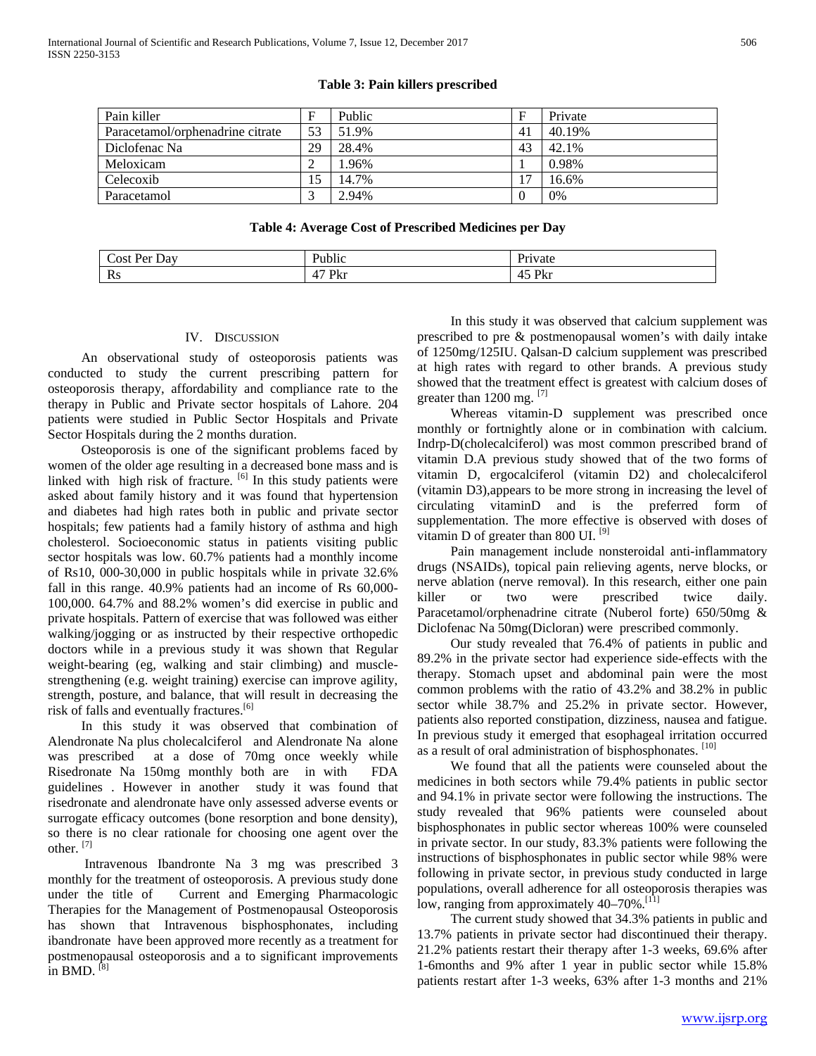**Table 3: Pain killers prescribed**

| Pain killer | F | Public | F | Private |
|---|---|---|---|---|
| Paracetamol/orphenadrine citrate | 53 | 51.9% | 41 | 40.19% |
| Diclofenac Na | 29 | 28.4% | 43 | 42.1% |
| Meloxicam | 2 | 1.96% | 1 | 0.98% |
| Celecoxib | 15 | 14.7% | 17 | 16.6% |
| Paracetamol | 3 | 2.94% | 0 | 0% |

**Table 4: Average Cost of Prescribed Medicines per Day**

| Cost Per Day | Public | Private |
|---|---|---|
| Rs | 47 Pkr | 45 Pkr |

## IV. Discussion

An observational study of osteoporosis patients was conducted to study the current prescribing pattern for osteoporosis therapy, affordability and compliance rate to the therapy in Public and Private sector hospitals of Lahore. 204 patients were studied in Public Sector Hospitals and Private Sector Hospitals during the 2 months duration.

Osteoporosis is one of the significant problems faced by women of the older age resulting in a decreased bone mass and is linked with high risk of fracture. [6] In this study patients were asked about family history and it was found that hypertension and diabetes had high rates both in public and private sector hospitals; few patients had a family history of asthma and high cholesterol. Socioeconomic status in patients visiting public sector hospitals was low. 60.7% patients had a monthly income of Rs10, 000-30,000 in public hospitals while in private 32.6% fall in this range. 40.9% patients had an income of Rs 60,000-100,000. 64.7% and 88.2% women's did exercise in public and private hospitals. Pattern of exercise that was followed was either walking/jogging or as instructed by their respective orthopedic doctors while in a previous study it was shown that Regular weight-bearing (eg, walking and stair climbing) and muscle-strengthening (e.g. weight training) exercise can improve agility, strength, posture, and balance, that will result in decreasing the risk of falls and eventually fractures.[6]

In this study it was observed that combination of Alendronate Na plus cholecalciferol and Alendronate Na alone was prescribed at a dose of 70mg once weekly while Risedronate Na 150mg monthly both are in with FDA guidelines . However in another study it was found that risedronate and alendronate have only assessed adverse events or surrogate efficacy outcomes (bone resorption and bone density), so there is no clear rationale for choosing one agent over the other. [7]

Intravenous Ibandronte Na 3 mg was prescribed 3 monthly for the treatment of osteoporosis. A previous study done under the title of Current and Emerging Pharmacologic Therapies for the Management of Postmenopausal Osteoporosis has shown that Intravenous bisphosphonates, including ibandronate have been approved more recently as a treatment for postmenopausal osteoporosis and a to significant improvements in BMD. [8]

In this study it was observed that calcium supplement was prescribed to pre & postmenopausal women's with daily intake of 1250mg/125IU. Qalsan-D calcium supplement was prescribed at high rates with regard to other brands. A previous study showed that the treatment effect is greatest with calcium doses of greater than 1200 mg. [7]

Whereas vitamin-D supplement was prescribed once monthly or fortnightly alone or in combination with calcium. Indrp-D(cholecalciferol) was most common prescribed brand of vitamin D.A previous study showed that of the two forms of vitamin D, ergocalciferol (vitamin D2) and cholecalciferol (vitamin D3),appears to be more strong in increasing the level of circulating vitaminD and is the preferred form of supplementation. The more effective is observed with doses of vitamin D of greater than 800 UI. [9]

Pain management include nonsteroidal anti-inflammatory drugs (NSAIDs), topical pain relieving agents, nerve blocks, or nerve ablation (nerve removal). In this research, either one pain killer or two were prescribed twice daily. Paracetamol/orphenadrine citrate (Nuberol forte) 650/50mg & Diclofenac Na 50mg(Dicloran) were prescribed commonly.

Our study revealed that 76.4% of patients in public and 89.2% in the private sector had experience side-effects with the therapy. Stomach upset and abdominal pain were the most common problems with the ratio of 43.2% and 38.2% in public sector while 38.7% and 25.2% in private sector. However, patients also reported constipation, dizziness, nausea and fatigue. In previous study it emerged that esophageal irritation occurred as a result of oral administration of bisphosphonates. [10]

We found that all the patients were counseled about the medicines in both sectors while 79.4% patients in public sector and 94.1% in private sector were following the instructions. The study revealed that 96% patients were counseled about bisphosphonates in public sector whereas 100% were counseled in private sector. In our study, 83.3% patients were following the instructions of bisphosphonates in public sector while 98% were following in private sector, in previous study conducted in large populations, overall adherence for all osteoporosis therapies was low, ranging from approximately 40–70%.[11]

The current study showed that 34.3% patients in public and 13.7% patients in private sector had discontinued their therapy. 21.2% patients restart their therapy after 1-3 weeks, 69.6% after 1-6months and 9% after 1 year in public sector while 15.8% patients restart after 1-3 weeks, 63% after 1-3 months and 21%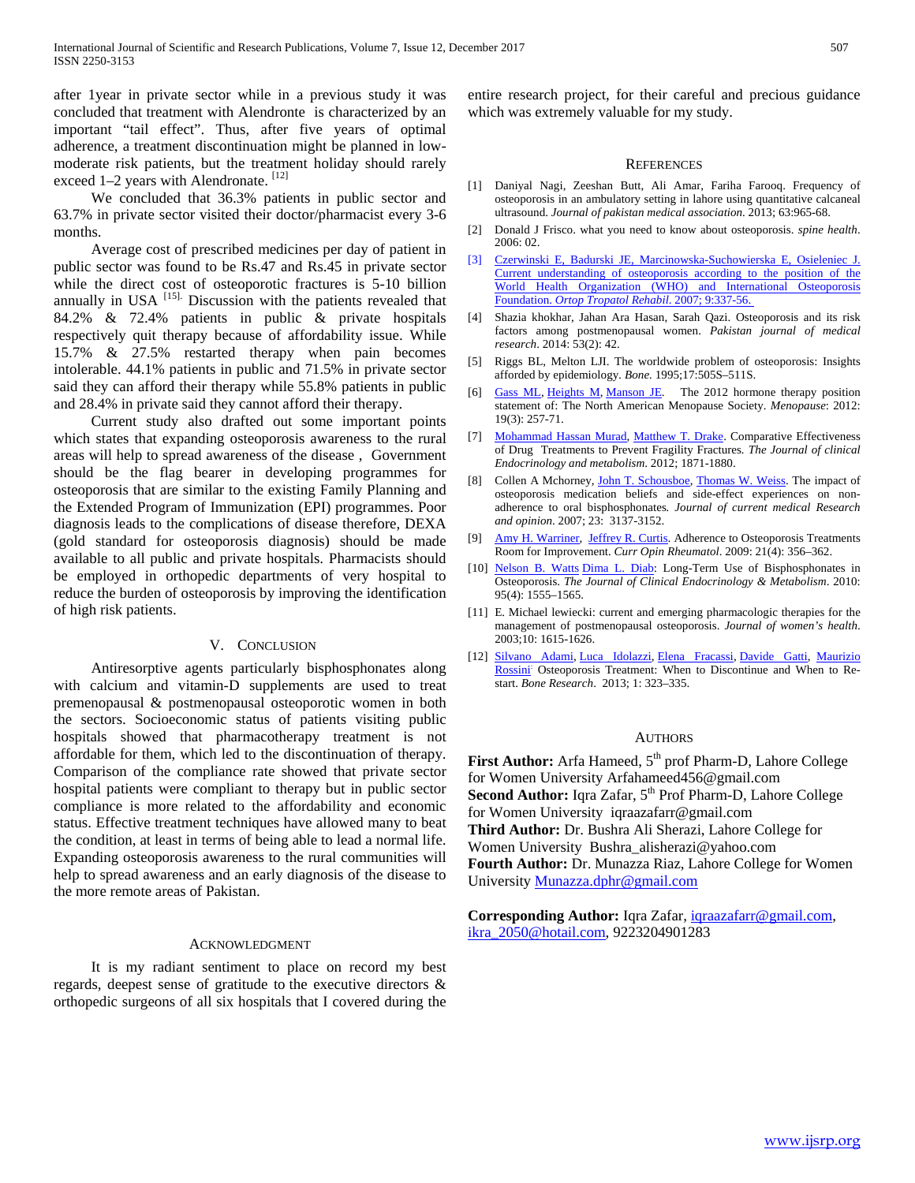after 1year in private sector while in a previous study it was concluded that treatment with Alendronte is characterized by an important "tail effect". Thus, after five years of optimal adherence, a treatment discontinuation might be planned in low-moderate risk patients, but the treatment holiday should rarely exceed 1–2 years with Alendronate. [12]

We concluded that 36.3% patients in public sector and 63.7% in private sector visited their doctor/pharmacist every 3-6 months.

Average cost of prescribed medicines per day of patient in public sector was found to be Rs.47 and Rs.45 in private sector while the direct cost of osteoporotic fractures is 5-10 billion annually in USA [15]. Discussion with the patients revealed that 84.2% & 72.4% patients in public & private hospitals respectively quit therapy because of affordability issue. While 15.7% & 27.5% restarted therapy when pain becomes intolerable. 44.1% patients in public and 71.5% in private sector said they can afford their therapy while 55.8% patients in public and 28.4% in private said they cannot afford their therapy.

Current study also drafted out some important points which states that expanding osteoporosis awareness to the rural areas will help to spread awareness of the disease , Government should be the flag bearer in developing programmes for osteoporosis that are similar to the existing Family Planning and the Extended Program of Immunization (EPI) programmes. Poor diagnosis leads to the complications of disease therefore, DEXA (gold standard for osteoporosis diagnosis) should be made available to all public and private hospitals. Pharmacists should be employed in orthopedic departments of very hospital to reduce the burden of osteoporosis by improving the identification of high risk patients.

## V. Conclusion

Antiresorptive agents particularly bisphosphonates along with calcium and vitamin-D supplements are used to treat premenopausal & postmenopausal osteoporotic women in both the sectors. Socioeconomic status of patients visiting public hospitals showed that pharmacotherapy treatment is not affordable for them, which led to the discontinuation of therapy. Comparison of the compliance rate showed that private sector hospital patients were compliant to therapy but in public sector compliance is more related to the affordability and economic status. Effective treatment techniques have allowed many to beat the condition, at least in terms of being able to lead a normal life. Expanding osteoporosis awareness to the rural communities will help to spread awareness and an early diagnosis of the disease to the more remote areas of Pakistan.

## Acknowledgment

It is my radiant sentiment to place on record my best regards, deepest sense of gratitude to the executive directors & orthopedic surgeons of all six hospitals that I covered during the entire research project, for their careful and precious guidance which was extremely valuable for my study.

## References

[1] Daniyal Nagi, Zeeshan Butt, Ali Amar, Fariha Farooq. Frequency of osteoporosis in an ambulatory setting in lahore using quantitative calcaneal ultrasound. *Journal of pakistan medical association*. 2013; 63:965-68.

[2] Donald J Frisco. what you need to know about osteoporosis. *spine health*. 2006: 02.

[3] Czerwinski E, Badurski JE, Marcinowska-Suchowierska E, Osieleniec J. Current understanding of osteoporosis according to the position of the World Health Organization (WHO) and International Osteoporosis Foundation. *Ortop Tropatol Rehabil*. 2007; 9:337-56.

[4] Shazia khokhar, Jahan Ara Hasan, Sarah Qazi. Osteoporosis and its risk factors among postmenopausal women. *Pakistan journal of medical research*. 2014: 53(2): 42.

[5] Riggs BL, Melton LJI. The worldwide problem of osteoporosis: Insights afforded by epidemiology. *Bone.* 1995;17:505S–511S.

[6] Gass ML, Heights M, Manson JE. The 2012 hormone therapy position statement of: The North American Menopause Society. *Menopause*: 2012: 19(3): 257-71.

[7] Mohammad Hassan Murad, Matthew T. Drake. Comparative Effectiveness of Drug Treatments to Prevent Fragility Fractures. *The Journal of clinical Endocrinology and metabolism*. 2012; 1871-1880.

[8] Collen A Mchorney, John T. Schousboe, Thomas W. Weiss. The impact of osteoporosis medication beliefs and side-effect experiences on non-adherence to oral bisphosphonates*. Journal of current medical Research and opinion*. 2007; 23: 3137-3152.

[9] Amy H. Warriner, Jeffrey R. Curtis. Adherence to Osteoporosis Treatments Room for Improvement. *Curr Opin Rheumatol*. 2009: 21(4): 356–362.

[10] Nelson B. Watts Dima L. Diab: Long-Term Use of Bisphosphonates in Osteoporosis. *The Journal of Clinical Endocrinology & Metabolism*. 2010: 95(4): 1555–1565.

[11] E. Michael lewiecki: current and emerging pharmacologic therapies for the management of postmenopausal osteoporosis. *Journal of women's health*. 2003;10: 1615-1626.

[12] Silvano Adami, Luca Idolazzi, Elena Fracassi, Davide Gatti, Maurizio Rossini: Osteoporosis Treatment: When to Discontinue and When to Re-start. *Bone Research*. 2013; 1: 323–335.

## Authors

**First Author:** Arfa Hameed, 5th prof Pharm-D, Lahore College for Women University Arfahameed456@gmail.com

**Second Author:** Iqra Zafar, 5th Prof Pharm-D, Lahore College for Women University iqraazafarr@gmail.com

**Third Author:** Dr. Bushra Ali Sherazi, Lahore College for Women University Bushra_alisherazi@yahoo.com

**Fourth Author:** Dr. Munazza Riaz, Lahore College for Women University Munazza.dphr@gmail.com

**Corresponding Author:** Iqra Zafar, iqraazafarr@gmail.com, ikra_2050@hotail.com, 9223204901283